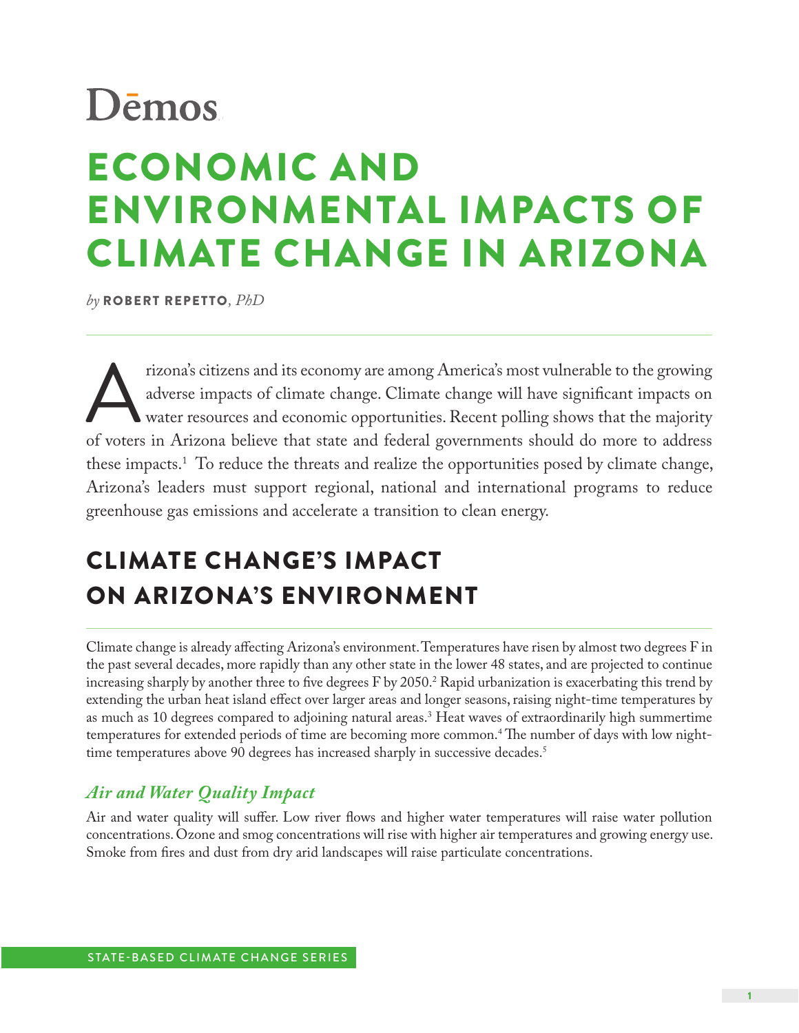Dēmos

# ECONOMIC AND ENVIRONMENTAL IMPACTS OF CLIMATE CHANGE IN ARIZONA

*by* **ROBERT REPETTO**, *PhD*

Arizona's citizens and its economy are among America's most vulnerable to the growing adverse impacts of climate change. Climate change will have significant impacts on water resources and economic opportunities. Recent polling shows that the majority of voters in Arizona believe that state and federal governments should do more to address these impacts.[1] To reduce the threats and realize the opportunities posed by climate change, Arizona's leaders must support regional, national and international programs to reduce greenhouse gas emissions and accelerate a transition to clean energy.

## CLIMATE CHANGE'S IMPACT ON ARIZONA'S ENVIRONMENT

Climate change is already affecting Arizona's environment. Temperatures have risen by almost two degrees F in the past several decades, more rapidly than any other state in the lower 48 states, and are projected to continue increasing sharply by another three to five degrees F by 2050.[2] Rapid urbanization is exacerbating this trend by extending the urban heat island effect over larger areas and longer seasons, raising night-time temperatures by as much as 10 degrees compared to adjoining natural areas.[3] Heat waves of extraordinarily high summertime temperatures for extended periods of time are becoming more common.[4] The number of days with low night-time temperatures above 90 degrees has increased sharply in successive decades.[5]

### *Air and Water Quality Impact*

Air and water quality will suffer. Low river flows and higher water temperatures will raise water pollution concentrations. Ozone and smog concentrations will rise with higher air temperatures and growing energy use. Smoke from fires and dust from dry arid landscapes will raise particulate concentrations.

STATE-BASED CLIMATE CHANGE SERIES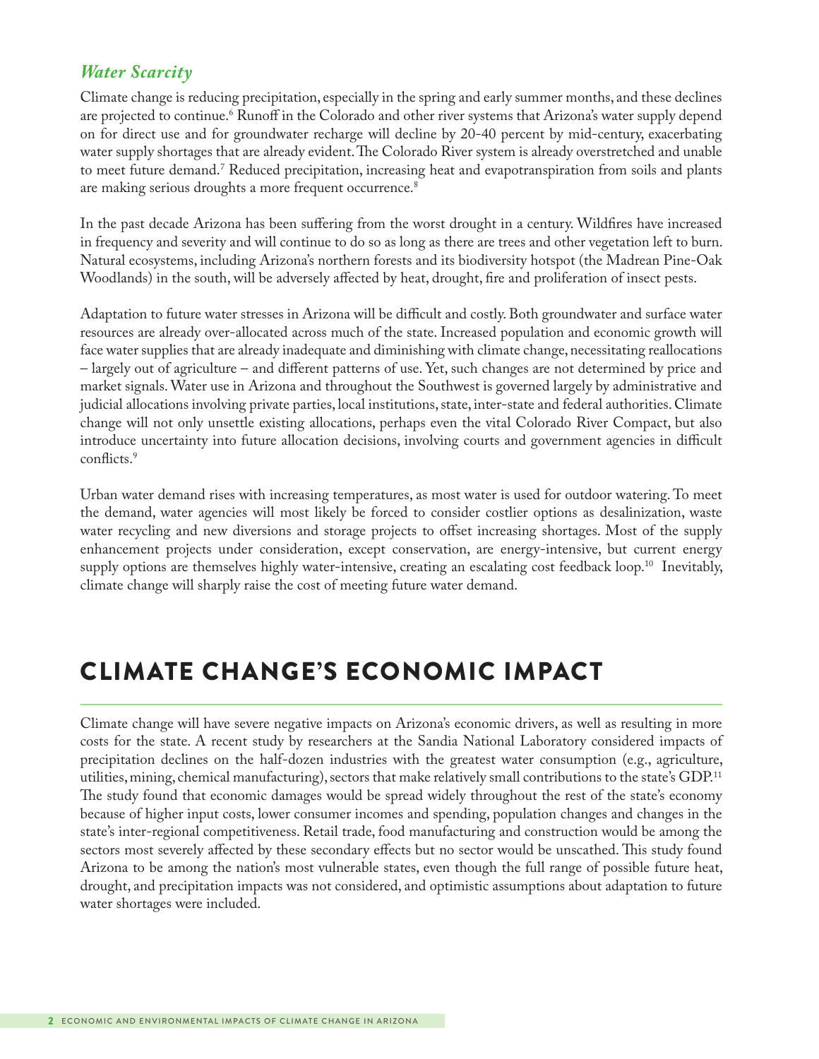### *Water Scarcity*

Climate change is reducing precipitation, especially in the spring and early summer months, and these declines are projected to continue.[6] Runoff in the Colorado and other river systems that Arizona's water supply depend on for direct use and for groundwater recharge will decline by 20-40 percent by mid-century, exacerbating water supply shortages that are already evident. The Colorado River system is already overstretched and unable to meet future demand.[7] Reduced precipitation, increasing heat and evapotranspiration from soils and plants are making serious droughts a more frequent occurrence.[8]

In the past decade Arizona has been suffering from the worst drought in a century. Wildfires have increased in frequency and severity and will continue to do so as long as there are trees and other vegetation left to burn. Natural ecosystems, including Arizona's northern forests and its biodiversity hotspot (the Madrean Pine-Oak Woodlands) in the south, will be adversely affected by heat, drought, fire and proliferation of insect pests.

Adaptation to future water stresses in Arizona will be difficult and costly. Both groundwater and surface water resources are already over-allocated across much of the state. Increased population and economic growth will face water supplies that are already inadequate and diminishing with climate change, necessitating reallocations – largely out of agriculture – and different patterns of use. Yet, such changes are not determined by price and market signals. Water use in Arizona and throughout the Southwest is governed largely by administrative and judicial allocations involving private parties, local institutions, state, inter-state and federal authorities. Climate change will not only unsettle existing allocations, perhaps even the vital Colorado River Compact, but also introduce uncertainty into future allocation decisions, involving courts and government agencies in difficult conflicts.[9]

Urban water demand rises with increasing temperatures, as most water is used for outdoor watering. To meet the demand, water agencies will most likely be forced to consider costlier options as desalinization, waste water recycling and new diversions and storage projects to offset increasing shortages. Most of the supply enhancement projects under consideration, except conservation, are energy-intensive, but current energy supply options are themselves highly water-intensive, creating an escalating cost feedback loop.[10] Inevitably, climate change will sharply raise the cost of meeting future water demand.

## CLIMATE CHANGE'S ECONOMIC IMPACT

Climate change will have severe negative impacts on Arizona's economic drivers, as well as resulting in more costs for the state. A recent study by researchers at the Sandia National Laboratory considered impacts of precipitation declines on the half-dozen industries with the greatest water consumption (e.g., agriculture, utilities, mining, chemical manufacturing), sectors that make relatively small contributions to the state's GDP.[11] The study found that economic damages would be spread widely throughout the rest of the state's economy because of higher input costs, lower consumer incomes and spending, population changes and changes in the state's inter-regional competitiveness. Retail trade, food manufacturing and construction would be among the sectors most severely affected by these secondary effects but no sector would be unscathed. This study found Arizona to be among the nation's most vulnerable states, even though the full range of possible future heat, drought, and precipitation impacts was not considered, and optimistic assumptions about adaptation to future water shortages were included.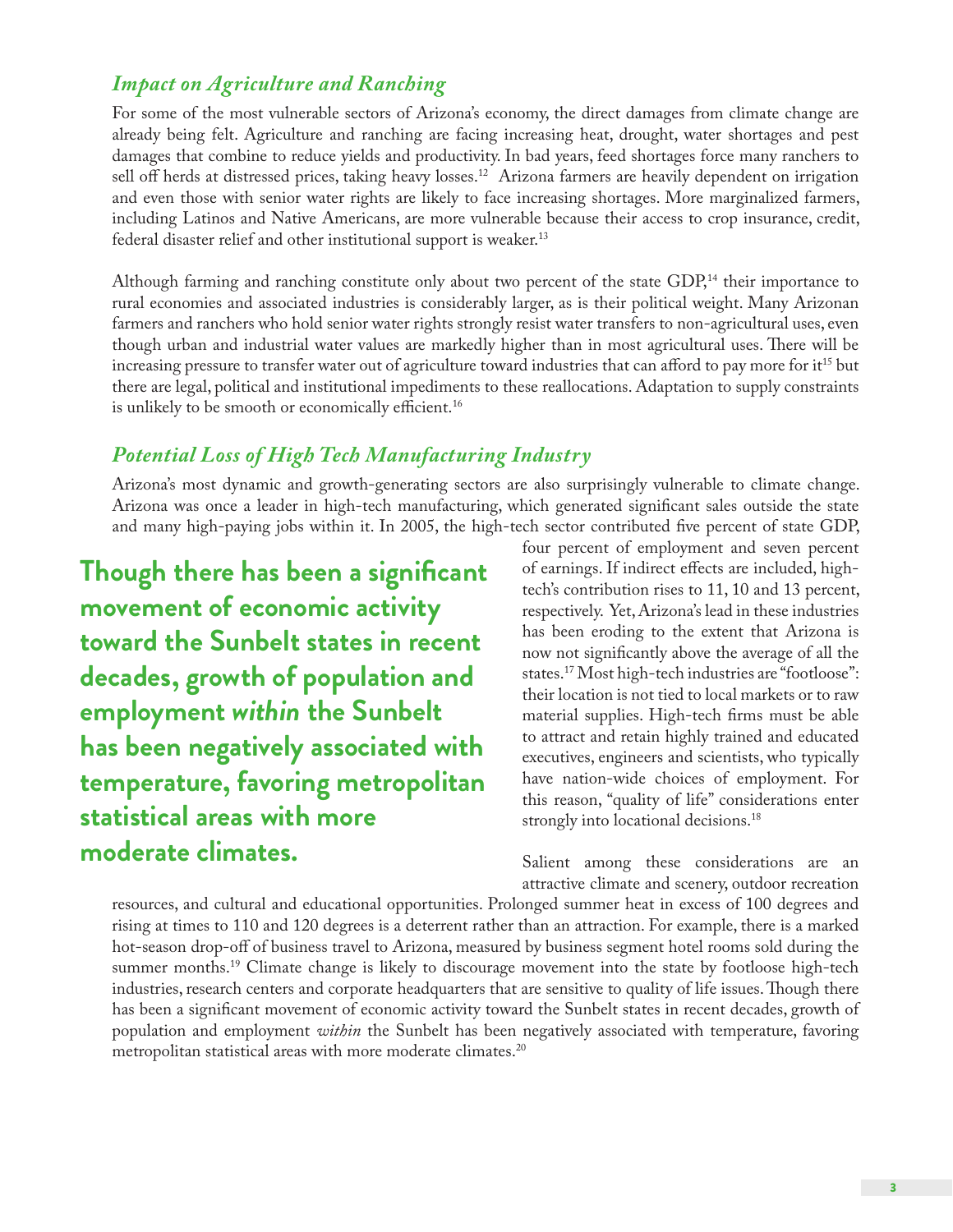## *Impact on Agriculture and Ranching*

For some of the most vulnerable sectors of Arizona's economy, the direct damages from climate change are already being felt. Agriculture and ranching are facing increasing heat, drought, water shortages and pest damages that combine to reduce yields and productivity. In bad years, feed shortages force many ranchers to sell off herds at distressed prices, taking heavy losses.[12] Arizona farmers are heavily dependent on irrigation and even those with senior water rights are likely to face increasing shortages. More marginalized farmers, including Latinos and Native Americans, are more vulnerable because their access to crop insurance, credit, federal disaster relief and other institutional support is weaker.[13]

Although farming and ranching constitute only about two percent of the state GDP,[14] their importance to rural economies and associated industries is considerably larger, as is their political weight. Many Arizonan farmers and ranchers who hold senior water rights strongly resist water transfers to non-agricultural uses, even though urban and industrial water values are markedly higher than in most agricultural uses. There will be increasing pressure to transfer water out of agriculture toward industries that can afford to pay more for it[15] but there are legal, political and institutional impediments to these reallocations. Adaptation to supply constraints is unlikely to be smooth or economically efficient.[16]

## *Potential Loss of High Tech Manufacturing Industry*

Arizona's most dynamic and growth-generating sectors are also surprisingly vulnerable to climate change. Arizona was once a leader in high-tech manufacturing, which generated significant sales outside the state and many high-paying jobs within it. In 2005, the high-tech sector contributed five percent of state GDP, four percent of employment and seven percent of earnings. If indirect effects are included, high-tech's contribution rises to 11, 10 and 13 percent, respectively. Yet, Arizona's lead in these industries has been eroding to the extent that Arizona is now not significantly above the average of all the states.[17] Most high-tech industries are "footloose": their location is not tied to local markets or to raw material supplies. High-tech firms must be able to attract and retain highly trained and educated executives, engineers and scientists, who typically have nation-wide choices of employment. For this reason, "quality of life" considerations enter strongly into locational decisions.[18]

**Though there has been a significant movement of economic activity toward the Sunbelt states in recent decades, growth of population and employment *within* the Sunbelt has been negatively associated with temperature, favoring metropolitan statistical areas with more moderate climates.**

Salient among these considerations are an attractive climate and scenery, outdoor recreation resources, and cultural and educational opportunities. Prolonged summer heat in excess of 100 degrees and rising at times to 110 and 120 degrees is a deterrent rather than an attraction. For example, there is a marked hot-season drop-off of business travel to Arizona, measured by business segment hotel rooms sold during the summer months.[19] Climate change is likely to discourage movement into the state by footloose high-tech industries, research centers and corporate headquarters that are sensitive to quality of life issues. Though there has been a significant movement of economic activity toward the Sunbelt states in recent decades, growth of population and employment *within* the Sunbelt has been negatively associated with temperature, favoring metropolitan statistical areas with more moderate climates.[20]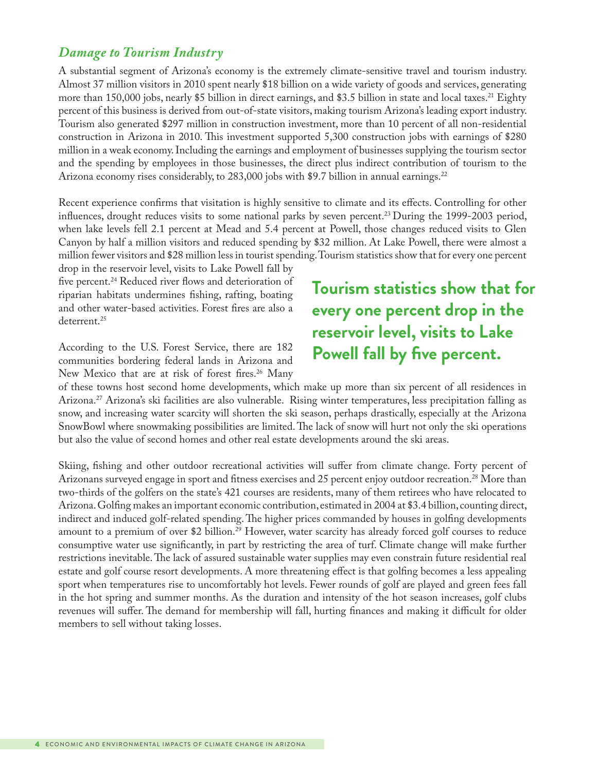### *Damage to Tourism Industry*

A substantial segment of Arizona's economy is the extremely climate-sensitive travel and tourism industry. Almost 37 million visitors in 2010 spent nearly $18 billion on a wide variety of goods and services, generating more than 150,000 jobs, nearly $5 billion in direct earnings, and $3.5 billion in state and local taxes.[21] Eighty percent of this business is derived from out-of-state visitors, making tourism Arizona's leading export industry. Tourism also generated $297 million in construction investment, more than 10 percent of all non-residential construction in Arizona in 2010. This investment supported 5,300 construction jobs with earnings of $280 million in a weak economy. Including the earnings and employment of businesses supplying the tourism sector and the spending by employees in those businesses, the direct plus indirect contribution of tourism to the Arizona economy rises considerably, to 283,000 jobs with $9.7 billion in annual earnings.[22]

Recent experience confirms that visitation is highly sensitive to climate and its effects. Controlling for other influences, drought reduces visits to some national parks by seven percent.[23] During the 1999-2003 period, when lake levels fell 2.1 percent at Mead and 5.4 percent at Powell, those changes reduced visits to Glen Canyon by half a million visitors and reduced spending by $32 million. At Lake Powell, there were almost a million fewer visitors and $28 million less in tourist spending. Tourism statistics show that for every one percent drop in the reservoir level, visits to Lake Powell fall by five percent.[24] Reduced river flows and deterioration of riparian habitats undermines fishing, rafting, boating and other water-based activities. Forest fires are also a deterrent.[25]

**Tourism statistics show that for every one percent drop in the reservoir level, visits to Lake Powell fall by five percent.**

According to the U.S. Forest Service, there are 182 communities bordering federal lands in Arizona and New Mexico that are at risk of forest fires.[26] Many of these towns host second home developments, which make up more than six percent of all residences in Arizona.[27] Arizona's ski facilities are also vulnerable. Rising winter temperatures, less precipitation falling as snow, and increasing water scarcity will shorten the ski season, perhaps drastically, especially at the Arizona SnowBowl where snowmaking possibilities are limited. The lack of snow will hurt not only the ski operations but also the value of second homes and other real estate developments around the ski areas.

Skiing, fishing and other outdoor recreational activities will suffer from climate change. Forty percent of Arizonans surveyed engage in sport and fitness exercises and 25 percent enjoy outdoor recreation.[28] More than two-thirds of the golfers on the state's 421 courses are residents, many of them retirees who have relocated to Arizona. Golfing makes an important economic contribution, estimated in 2004 at $3.4 billion, counting direct, indirect and induced golf-related spending. The higher prices commanded by houses in golfing developments amount to a premium of over $2 billion.[29] However, water scarcity has already forced golf courses to reduce consumptive water use significantly, in part by restricting the area of turf. Climate change will make further restrictions inevitable. The lack of assured sustainable water supplies may even constrain future residential real estate and golf course resort developments. A more threatening effect is that golfing becomes a less appealing sport when temperatures rise to uncomfortably hot levels. Fewer rounds of golf are played and green fees fall in the hot spring and summer months. As the duration and intensity of the hot season increases, golf clubs revenues will suffer. The demand for membership will fall, hurting finances and making it difficult for older members to sell without taking losses.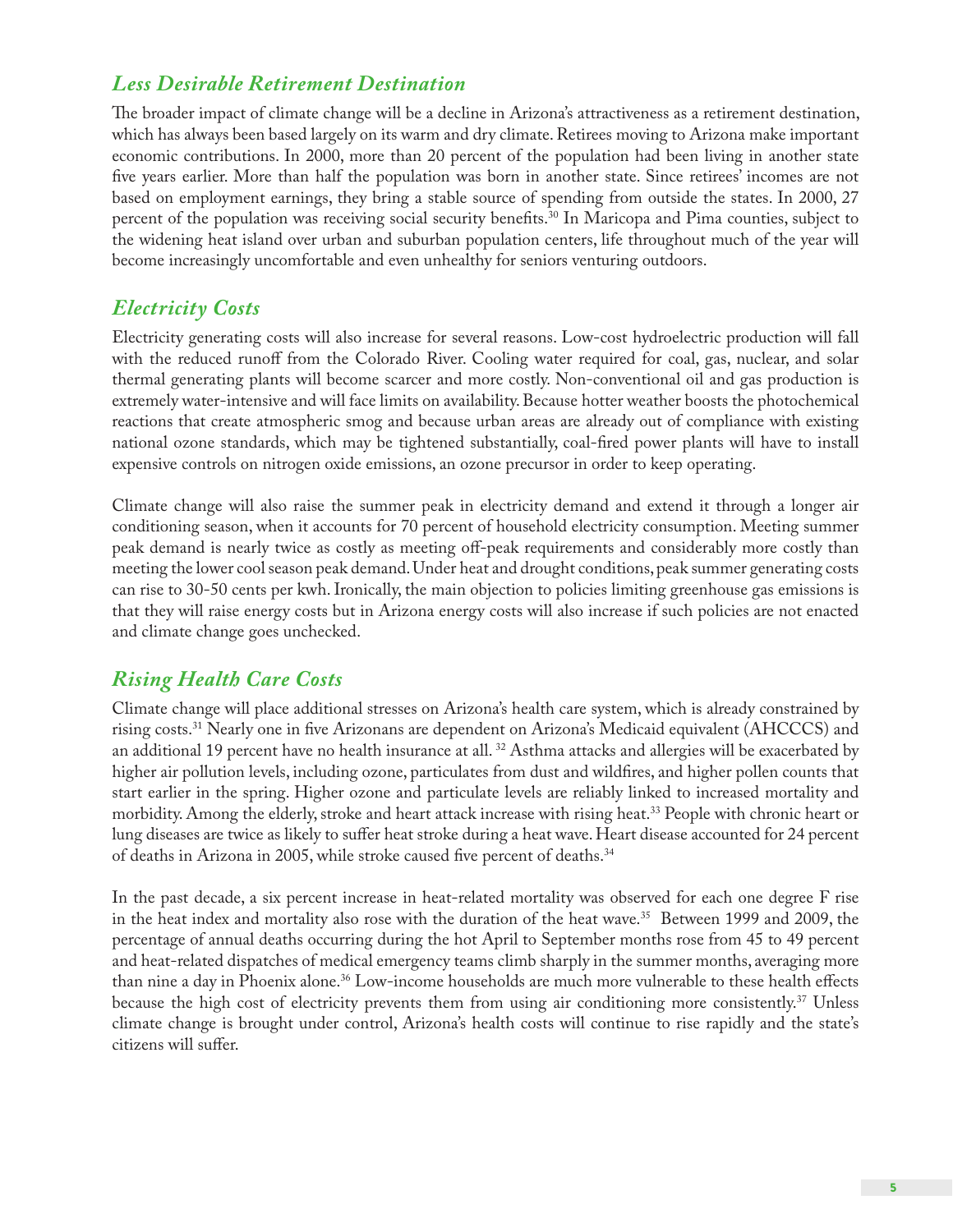## *Less Desirable Retirement Destination*

The broader impact of climate change will be a decline in Arizona's attractiveness as a retirement destination, which has always been based largely on its warm and dry climate. Retirees moving to Arizona make important economic contributions. In 2000, more than 20 percent of the population had been living in another state five years earlier. More than half the population was born in another state. Since retirees' incomes are not based on employment earnings, they bring a stable source of spending from outside the states. In 2000, 27 percent of the population was receiving social security benefits.[30] In Maricopa and Pima counties, subject to the widening heat island over urban and suburban population centers, life throughout much of the year will become increasingly uncomfortable and even unhealthy for seniors venturing outdoors.

## *Electricity Costs*

Electricity generating costs will also increase for several reasons. Low-cost hydroelectric production will fall with the reduced runoff from the Colorado River. Cooling water required for coal, gas, nuclear, and solar thermal generating plants will become scarcer and more costly. Non-conventional oil and gas production is extremely water-intensive and will face limits on availability. Because hotter weather boosts the photochemical reactions that create atmospheric smog and because urban areas are already out of compliance with existing national ozone standards, which may be tightened substantially, coal-fired power plants will have to install expensive controls on nitrogen oxide emissions, an ozone precursor in order to keep operating.

Climate change will also raise the summer peak in electricity demand and extend it through a longer air conditioning season, when it accounts for 70 percent of household electricity consumption. Meeting summer peak demand is nearly twice as costly as meeting off-peak requirements and considerably more costly than meeting the lower cool season peak demand. Under heat and drought conditions, peak summer generating costs can rise to 30-50 cents per kwh. Ironically, the main objection to policies limiting greenhouse gas emissions is that they will raise energy costs but in Arizona energy costs will also increase if such policies are not enacted and climate change goes unchecked.

## *Rising Health Care Costs*

Climate change will place additional stresses on Arizona's health care system, which is already constrained by rising costs.[31] Nearly one in five Arizonans are dependent on Arizona's Medicaid equivalent (AHCCCS) and an additional 19 percent have no health insurance at all.[32] Asthma attacks and allergies will be exacerbated by higher air pollution levels, including ozone, particulates from dust and wildfires, and higher pollen counts that start earlier in the spring. Higher ozone and particulate levels are reliably linked to increased mortality and morbidity. Among the elderly, stroke and heart attack increase with rising heat.[33] People with chronic heart or lung diseases are twice as likely to suffer heat stroke during a heat wave. Heart disease accounted for 24 percent of deaths in Arizona in 2005, while stroke caused five percent of deaths.[34]

In the past decade, a six percent increase in heat-related mortality was observed for each one degree F rise in the heat index and mortality also rose with the duration of the heat wave.[35] Between 1999 and 2009, the percentage of annual deaths occurring during the hot April to September months rose from 45 to 49 percent and heat-related dispatches of medical emergency teams climb sharply in the summer months, averaging more than nine a day in Phoenix alone.[36] Low-income households are much more vulnerable to these health effects because the high cost of electricity prevents them from using air conditioning more consistently.[37] Unless climate change is brought under control, Arizona's health costs will continue to rise rapidly and the state's citizens will suffer.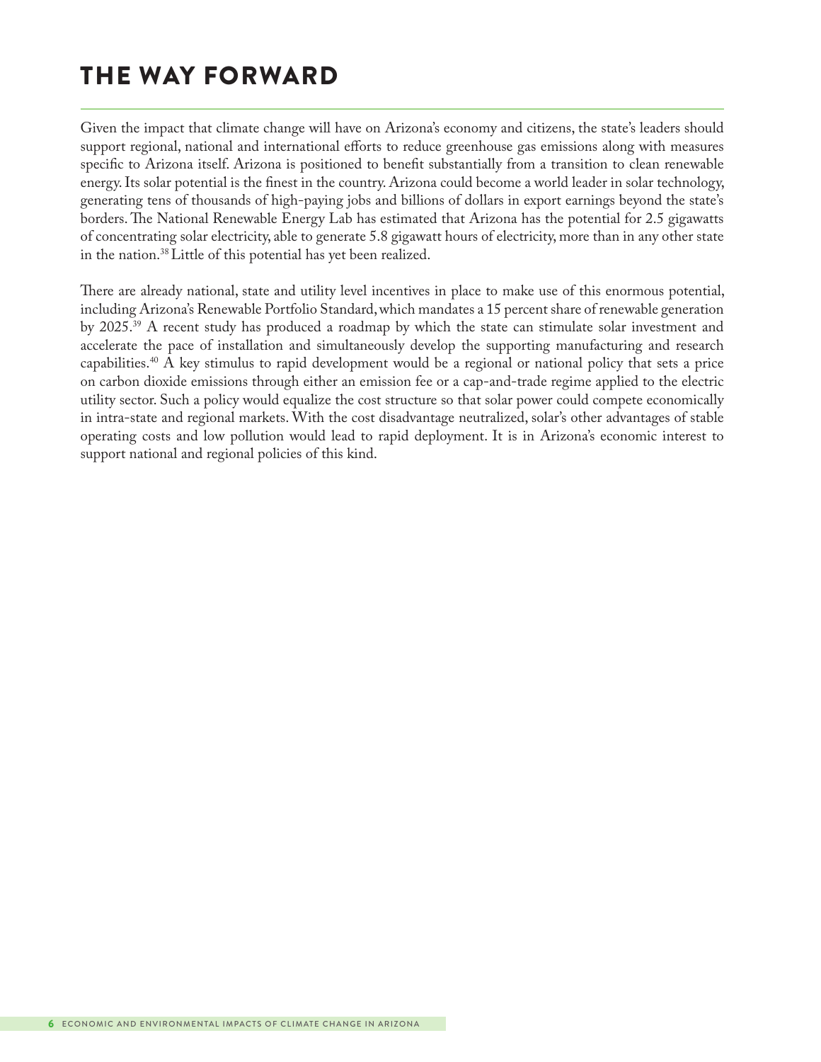# THE WAY FORWARD

Given the impact that climate change will have on Arizona's economy and citizens, the state's leaders should support regional, national and international efforts to reduce greenhouse gas emissions along with measures specific to Arizona itself. Arizona is positioned to benefit substantially from a transition to clean renewable energy. Its solar potential is the finest in the country. Arizona could become a world leader in solar technology, generating tens of thousands of high-paying jobs and billions of dollars in export earnings beyond the state's borders. The National Renewable Energy Lab has estimated that Arizona has the potential for 2.5 gigawatts of concentrating solar electricity, able to generate 5.8 gigawatt hours of electricity, more than in any other state in the nation.[38] Little of this potential has yet been realized.

There are already national, state and utility level incentives in place to make use of this enormous potential, including Arizona's Renewable Portfolio Standard, which mandates a 15 percent share of renewable generation by 2025.[39] A recent study has produced a roadmap by which the state can stimulate solar investment and accelerate the pace of installation and simultaneously develop the supporting manufacturing and research capabilities.[40] A key stimulus to rapid development would be a regional or national policy that sets a price on carbon dioxide emissions through either an emission fee or a cap-and-trade regime applied to the electric utility sector. Such a policy would equalize the cost structure so that solar power could compete economically in intra-state and regional markets. With the cost disadvantage neutralized, solar's other advantages of stable operating costs and low pollution would lead to rapid deployment. It is in Arizona's economic interest to support national and regional policies of this kind.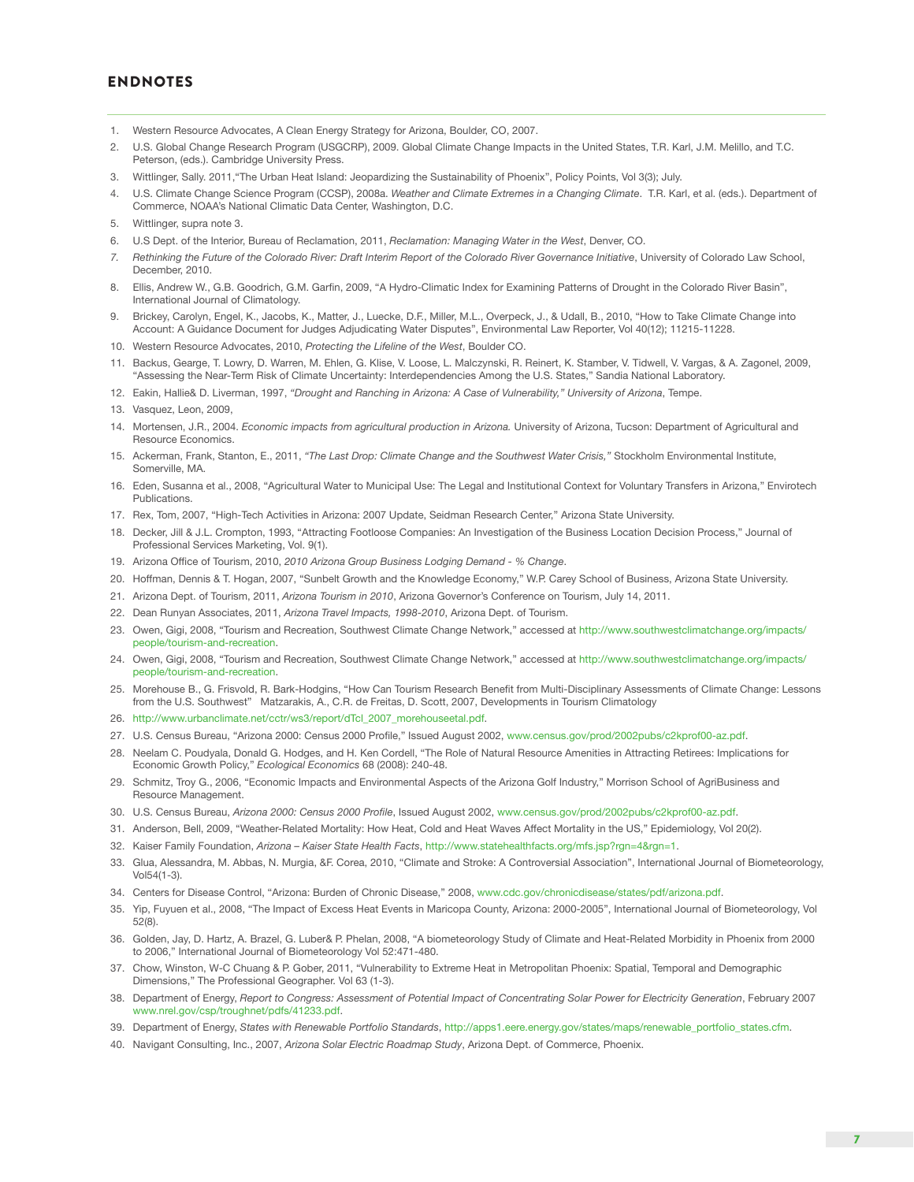## ENDNOTES

1. Western Resource Advocates, A Clean Energy Strategy for Arizona, Boulder, CO, 2007.
2. U.S. Global Change Research Program (USGCRP), 2009. Global Climate Change Impacts in the United States, T.R. Karl, J.M. Melillo, and T.C. Peterson, (eds.). Cambridge University Press.
3. Wittlinger, Sally. 2011,"The Urban Heat Island: Jeopardizing the Sustainability of Phoenix", Policy Points, Vol 3(3); July.
4. U.S. Climate Change Science Program (CCSP), 2008a. *Weather and Climate Extremes in a Changing Climate*. T.R. Karl, et al. (eds.). Department of Commerce, NOAA's National Climatic Data Center, Washington, D.C.
5. Wittlinger, supra note 3.
6. U.S Dept. of the Interior, Bureau of Reclamation, 2011, *Reclamation: Managing Water in the West*, Denver, CO.
7. *Rethinking the Future of the Colorado River: Draft Interim Report of the Colorado River Governance Initiative*, University of Colorado Law School, December, 2010.
8. Ellis, Andrew W., G.B. Goodrich, G.M. Garfin, 2009, "A Hydro-Climatic Index for Examining Patterns of Drought in the Colorado River Basin", International Journal of Climatology.
9. Brickey, Carolyn, Engel, K., Jacobs, K., Matter, J., Luecke, D.F., Miller, M.L., Overpeck, J., & Udall, B., 2010, "How to Take Climate Change into Account: A Guidance Document for Judges Adjudicating Water Disputes", Environmental Law Reporter, Vol 40(12); 11215-11228.
10. Western Resource Advocates, 2010, *Protecting the Lifeline of the West*, Boulder CO.
11. Backus, Gearge, T. Lowry, D. Warren, M. Ehlen, G. Klise, V. Loose, L. Malczynski, R. Reinert, K. Stamber, V. Tidwell, V. Vargas, & A. Zagonel, 2009, "Assessing the Near-Term Risk of Climate Uncertainty: Interdependencies Among the U.S. States," Sandia National Laboratory.
12. Eakin, Hallie& D. Liverman, 1997, *"Drought and Ranching in Arizona: A Case of Vulnerability," University of Arizona*, Tempe.
13. Vasquez, Leon, 2009,
14. Mortensen, J.R., 2004. *Economic impacts from agricultural production in Arizona.* University of Arizona, Tucson: Department of Agricultural and Resource Economics.
15. Ackerman, Frank, Stanton, E., 2011, *"The Last Drop: Climate Change and the Southwest Water Crisis,"* Stockholm Environmental Institute, Somerville, MA.
16. Eden, Susanna et al., 2008, "Agricultural Water to Municipal Use: The Legal and Institutional Context for Voluntary Transfers in Arizona," Envirotech Publications.
17. Rex, Tom, 2007, "High-Tech Activities in Arizona: 2007 Update, Seidman Research Center," Arizona State University.
18. Decker, Jill & J.L. Crompton, 1993, "Attracting Footloose Companies: An Investigation of the Business Location Decision Process," Journal of Professional Services Marketing, Vol. 9(1).
19. Arizona Office of Tourism, 2010, *2010 Arizona Group Business Lodging Demand - % Change.*
20. Hoffman, Dennis & T. Hogan, 2007, "Sunbelt Growth and the Knowledge Economy," W.P. Carey School of Business, Arizona State University.
21. Arizona Dept. of Tourism, 2011, *Arizona Tourism in 2010*, Arizona Governor's Conference on Tourism, July 14, 2011.
22. Dean Runyan Associates, 2011, *Arizona Travel Impacts, 1998-2010*, Arizona Dept. of Tourism.
23. Owen, Gigi, 2008, "Tourism and Recreation, Southwest Climate Change Network," accessed at http://www.southwestclimatchange.org/impacts/people/tourism-and-recreation.
24. Owen, Gigi, 2008, "Tourism and Recreation, Southwest Climate Change Network," accessed at http://www.southwestclimatchange.org/impacts/people/tourism-and-recreation.
25. Morehouse B., G. Frisvold, R. Bark-Hodgins, "How Can Tourism Research Benefit from Multi-Disciplinary Assessments of Climate Change: Lessons from the U.S. Southwest" Matzarakis, A., C.R. de Freitas, D. Scott, 2007, Developments in Tourism Climatology
26. http://www.urbanclimate.net/cctr/ws3/report/dTcl_2007_morehouseetal.pdf.
27. U.S. Census Bureau, "Arizona 2000: Census 2000 Profile," Issued August 2002, www.census.gov/prod/2002pubs/c2kprof00-az.pdf.
28. Neelam C. Poudyala, Donald G. Hodges, and H. Ken Cordell, "The Role of Natural Resource Amenities in Attracting Retirees: Implications for Economic Growth Policy," *Ecological Economics* 68 (2008): 240-48.
29. Schmitz, Troy G., 2006, "Economic Impacts and Environmental Aspects of the Arizona Golf Industry," Morrison School of AgriBusiness and Resource Management.
30. U.S. Census Bureau, *Arizona 2000: Census 2000 Profile*, Issued August 2002, www.census.gov/prod/2002pubs/c2kprof00-az.pdf.
31. Anderson, Bell, 2009, "Weather-Related Mortality: How Heat, Cold and Heat Waves Affect Mortality in the US," Epidemiology, Vol 20(2).
32. Kaiser Family Foundation, *Arizona – Kaiser State Health Facts*, http://www.statehealthfacts.org/mfs.jsp?rgn=4&rgn=1.
33. Glua, Alessandra, M. Abbas, N. Murgia, &F. Corea, 2010, "Climate and Stroke: A Controversial Association", International Journal of Biometeorology, Vol54(1-3).
34. Centers for Disease Control, "Arizona: Burden of Chronic Disease," 2008, www.cdc.gov/chronicdisease/states/pdf/arizona.pdf.
35. Yip, Fuyuen et al., 2008, "The Impact of Excess Heat Events in Maricopa County, Arizona: 2000-2005", International Journal of Biometeorology, Vol 52(8).
36. Golden, Jay, D. Hartz, A. Brazel, G. Luber& P. Phelan, 2008, "A biometeorology Study of Climate and Heat-Related Morbidity in Phoenix from 2000 to 2006," International Journal of Biometeorology Vol 52:471-480.
37. Chow, Winston, W-C Chuang & P. Gober, 2011, "Vulnerability to Extreme Heat in Metropolitan Phoenix: Spatial, Temporal and Demographic Dimensions," The Professional Geographer. Vol 63 (1-3).
38. Department of Energy, *Report to Congress: Assessment of Potential Impact of Concentrating Solar Power for Electricity Generation*, February 2007 www.nrel.gov/csp/troughnet/pdfs/41233.pdf.
39. Department of Energy, *States with Renewable Portfolio Standards*, http://apps1.eere.energy.gov/states/maps/renewable_portfolio_states.cfm.
40. Navigant Consulting, Inc., 2007, *Arizona Solar Electric Roadmap Study*, Arizona Dept. of Commerce, Phoenix.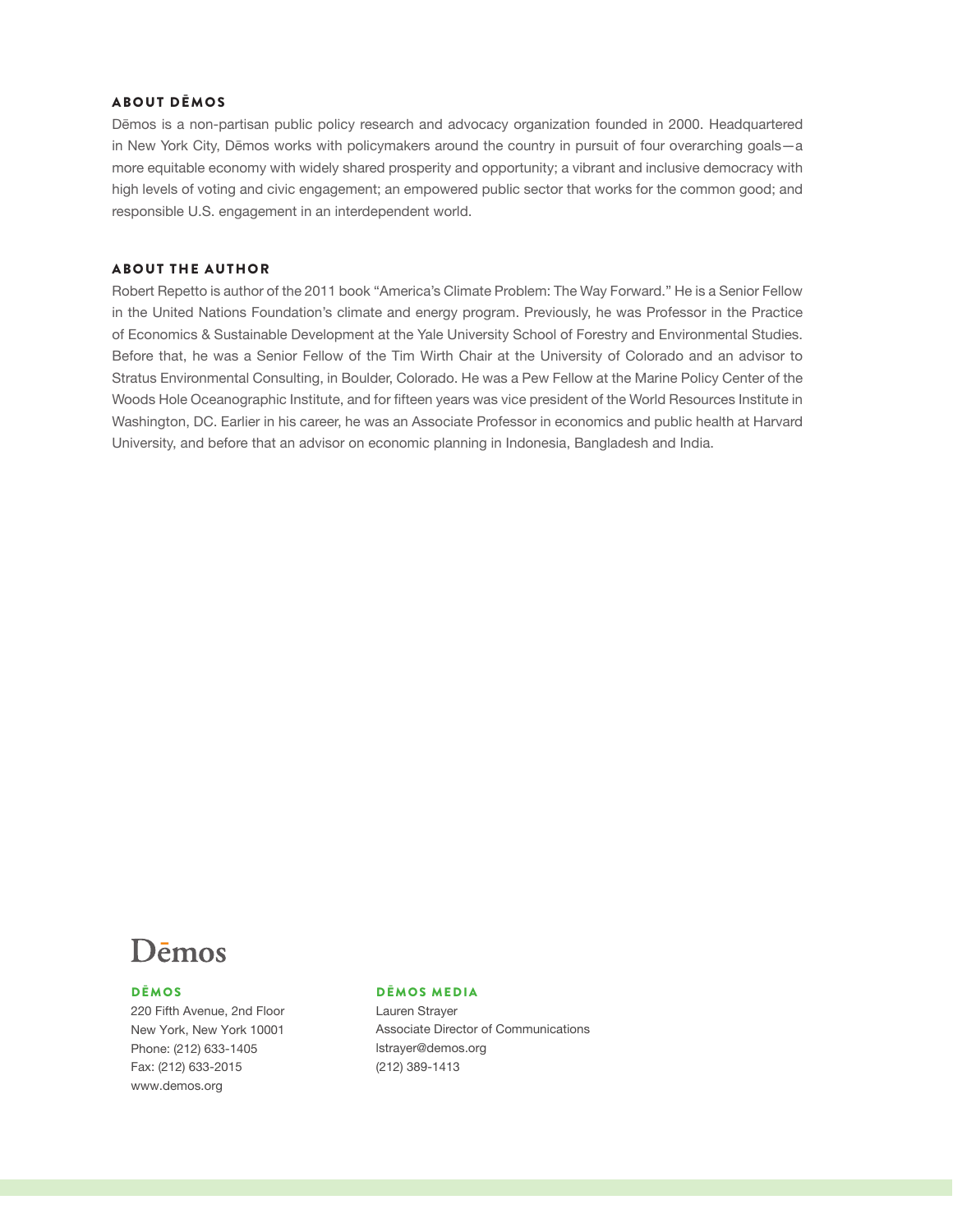## ABOUT DĒMOS

Dēmos is a non-partisan public policy research and advocacy organization founded in 2000. Headquartered in New York City, Dēmos works with policymakers around the country in pursuit of four overarching goals—a more equitable economy with widely shared prosperity and opportunity; a vibrant and inclusive democracy with high levels of voting and civic engagement; an empowered public sector that works for the common good; and responsible U.S. engagement in an interdependent world.

## ABOUT THE AUTHOR

Robert Repetto is author of the 2011 book "America's Climate Problem: The Way Forward." He is a Senior Fellow in the United Nations Foundation's climate and energy program. Previously, he was Professor in the Practice of Economics & Sustainable Development at the Yale University School of Forestry and Environmental Studies. Before that, he was a Senior Fellow of the Tim Wirth Chair at the University of Colorado and an advisor to Stratus Environmental Consulting, in Boulder, Colorado. He was a Pew Fellow at the Marine Policy Center of the Woods Hole Oceanographic Institute, and for fifteen years was vice president of the World Resources Institute in Washington, DC. Earlier in his career, he was an Associate Professor in economics and public health at Harvard University, and before that an advisor on economic planning in Indonesia, Bangladesh and India.

Dēmos

**DĒMOS**

220 Fifth Avenue, 2nd Floor
New York, New York 10001
Phone: (212) 633-1405
Fax: (212) 633-2015
www.demos.org

**DĒMOS MEDIA**

Lauren Strayer
Associate Director of Communications
lstrayer@demos.org
(212) 389-1413